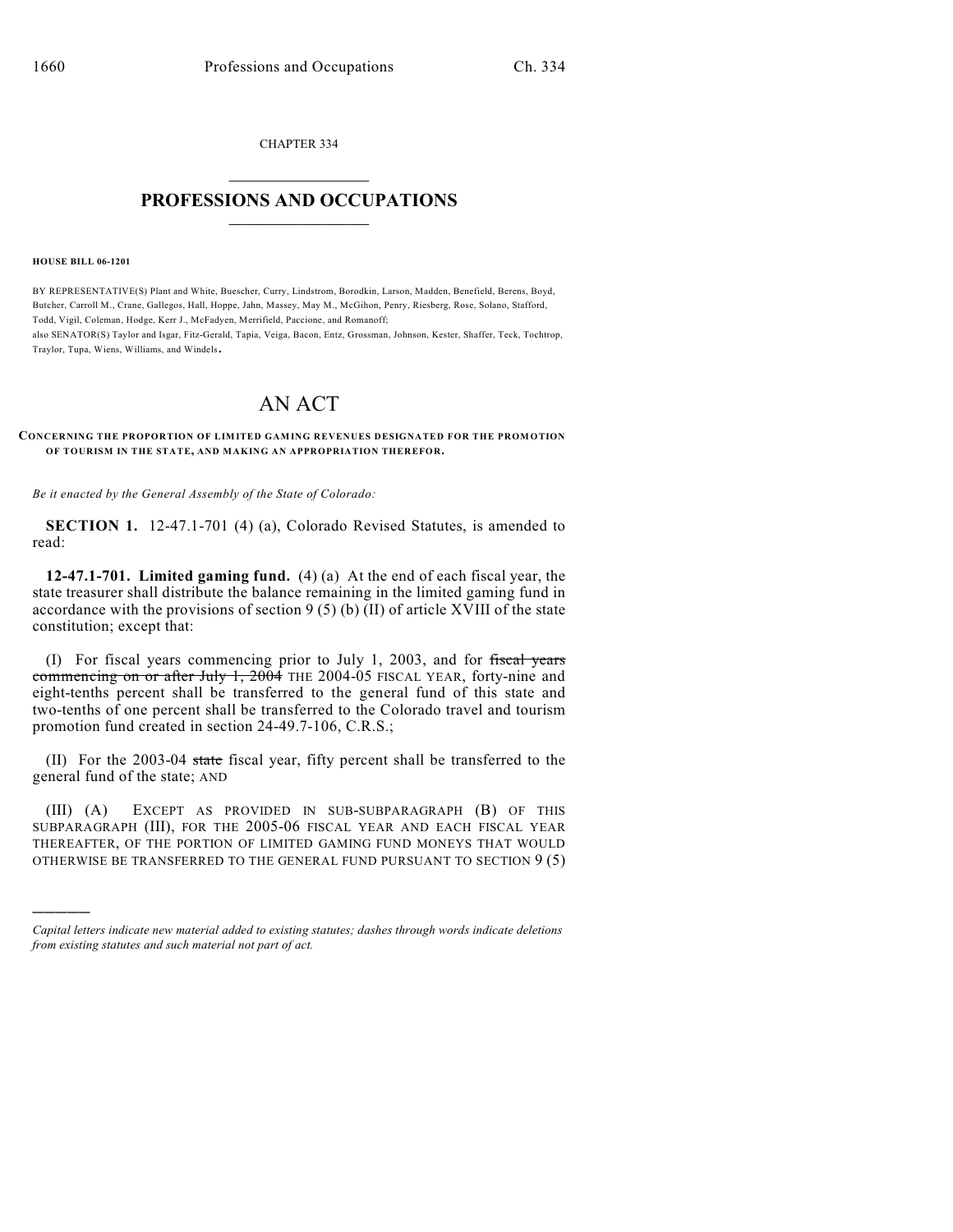CHAPTER 334

## PROFESSIONS AND OCCUPATIONS

**HOUSE BILL 06-1201**

BY REPRESENTATIVE(S) Plant and White, Buescher, Curry, Lindstrom, Borodkin, Larson, Madden, Benefield, Berens, Boyd, Butcher, Carroll M., Crane, Gallegos, Hall, Hoppe, Jahn, Massey, May M., McGihon, Penry, Riesberg, Rose, Solano, Stafford, Todd, Vigil, Coleman, Hodge, Kerr J., McFadyen, Merrifield, Paccione, and Romanoff;
also SENATOR(S) Taylor and Isgar, Fitz-Gerald, Tapia, Veiga, Bacon, Entz, Grossman, Johnson, Kester, Shaffer, Teck, Tochtrop, Traylor, Tupa, Wiens, Williams, and Windels.

# AN ACT

**CONCERNING THE PROPORTION OF LIMITED GAMING REVENUES DESIGNATED FOR THE PROMOTION OF TOURISM IN THE STATE, AND MAKING AN APPROPRIATION THEREFOR.**

*Be it enacted by the General Assembly of the State of Colorado:*

**SECTION 1.** 12-47.1-701 (4) (a), Colorado Revised Statutes, is amended to read:

**12-47.1-701. Limited gaming fund.** (4) (a) At the end of each fiscal year, the state treasurer shall distribute the balance remaining in the limited gaming fund in accordance with the provisions of section 9 (5) (b) (II) of article XVIII of the state constitution; except that:

(I) For fiscal years commencing prior to July 1, 2003, and for ~~fiscal years commencing on or after July 1, 2004~~ THE 2004-05 FISCAL YEAR, forty-nine and eight-tenths percent shall be transferred to the general fund of this state and two-tenths of one percent shall be transferred to the Colorado travel and tourism promotion fund created in section 24-49.7-106, C.R.S.;

(II) For the 2003-04 ~~state~~ fiscal year, fifty percent shall be transferred to the general fund of the state; AND

(III) (A) EXCEPT AS PROVIDED IN SUB-SUBPARAGRAPH (B) OF THIS SUBPARAGRAPH (III), FOR THE 2005-06 FISCAL YEAR AND EACH FISCAL YEAR THEREAFTER, OF THE PORTION OF LIMITED GAMING FUND MONEYS THAT WOULD OTHERWISE BE TRANSFERRED TO THE GENERAL FUND PURSUANT TO SECTION 9 (5)

*Capital letters indicate new material added to existing statutes; dashes through words indicate deletions from existing statutes and such material not part of act.*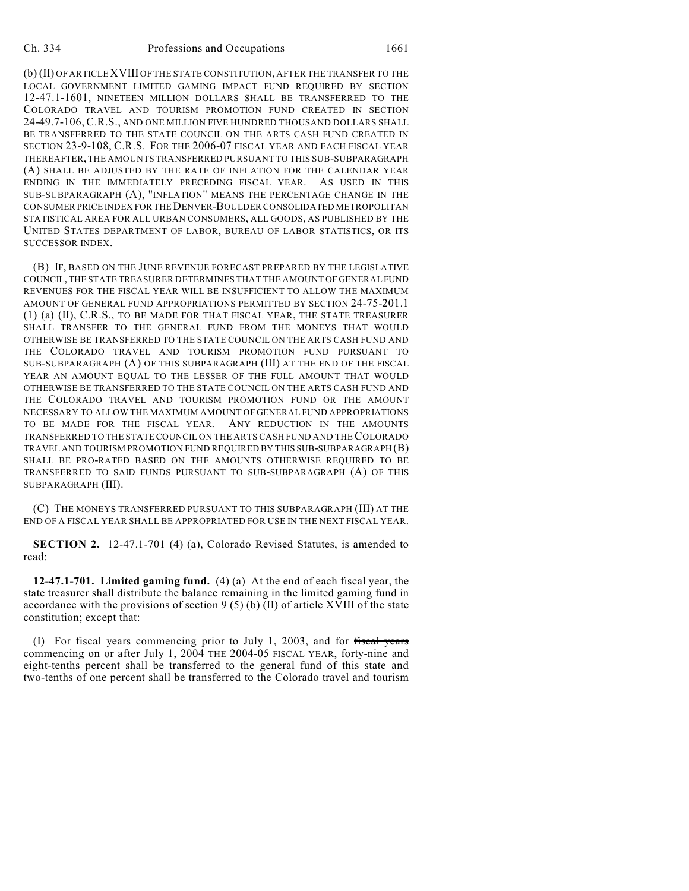(b) (II) OF ARTICLE XVIII OF THE STATE CONSTITUTION, AFTER THE TRANSFER TO THE LOCAL GOVERNMENT LIMITED GAMING IMPACT FUND REQUIRED BY SECTION 12-47.1-1601, NINETEEN MILLION DOLLARS SHALL BE TRANSFERRED TO THE COLORADO TRAVEL AND TOURISM PROMOTION FUND CREATED IN SECTION 24-49.7-106, C.R.S., AND ONE MILLION FIVE HUNDRED THOUSAND DOLLARS SHALL BE TRANSFERRED TO THE STATE COUNCIL ON THE ARTS CASH FUND CREATED IN SECTION 23-9-108, C.R.S. FOR THE 2006-07 FISCAL YEAR AND EACH FISCAL YEAR THEREAFTER, THE AMOUNTS TRANSFERRED PURSUANT TO THIS SUB-SUBPARAGRAPH (A) SHALL BE ADJUSTED BY THE RATE OF INFLATION FOR THE CALENDAR YEAR ENDING IN THE IMMEDIATELY PRECEDING FISCAL YEAR. AS USED IN THIS SUB-SUBPARAGRAPH (A), "INFLATION" MEANS THE PERCENTAGE CHANGE IN THE CONSUMER PRICE INDEX FOR THE DENVER-BOULDER CONSOLIDATED METROPOLITAN STATISTICAL AREA FOR ALL URBAN CONSUMERS, ALL GOODS, AS PUBLISHED BY THE UNITED STATES DEPARTMENT OF LABOR, BUREAU OF LABOR STATISTICS, OR ITS SUCCESSOR INDEX.

(B) IF, BASED ON THE JUNE REVENUE FORECAST PREPARED BY THE LEGISLATIVE COUNCIL, THE STATE TREASURER DETERMINES THAT THE AMOUNT OF GENERAL FUND REVENUES FOR THE FISCAL YEAR WILL BE INSUFFICIENT TO ALLOW THE MAXIMUM AMOUNT OF GENERAL FUND APPROPRIATIONS PERMITTED BY SECTION 24-75-201.1 (1) (a) (II), C.R.S., TO BE MADE FOR THAT FISCAL YEAR, THE STATE TREASURER SHALL TRANSFER TO THE GENERAL FUND FROM THE MONEYS THAT WOULD OTHERWISE BE TRANSFERRED TO THE STATE COUNCIL ON THE ARTS CASH FUND AND THE COLORADO TRAVEL AND TOURISM PROMOTION FUND PURSUANT TO SUB-SUBPARAGRAPH (A) OF THIS SUBPARAGRAPH (III) AT THE END OF THE FISCAL YEAR AN AMOUNT EQUAL TO THE LESSER OF THE FULL AMOUNT THAT WOULD OTHERWISE BE TRANSFERRED TO THE STATE COUNCIL ON THE ARTS CASH FUND AND THE COLORADO TRAVEL AND TOURISM PROMOTION FUND OR THE AMOUNT NECESSARY TO ALLOW THE MAXIMUM AMOUNT OF GENERAL FUND APPROPRIATIONS TO BE MADE FOR THE FISCAL YEAR. ANY REDUCTION IN THE AMOUNTS TRANSFERRED TO THE STATE COUNCIL ON THE ARTS CASH FUND AND THE COLORADO TRAVEL AND TOURISM PROMOTION FUND REQUIRED BY THIS SUB-SUBPARAGRAPH (B) SHALL BE PRO-RATED BASED ON THE AMOUNTS OTHERWISE REQUIRED TO BE TRANSFERRED TO SAID FUNDS PURSUANT TO SUB-SUBPARAGRAPH (A) OF THIS SUBPARAGRAPH (III).

(C) THE MONEYS TRANSFERRED PURSUANT TO THIS SUBPARAGRAPH (III) AT THE END OF A FISCAL YEAR SHALL BE APPROPRIATED FOR USE IN THE NEXT FISCAL YEAR.

**SECTION 2.** 12-47.1-701 (4) (a), Colorado Revised Statutes, is amended to read:

**12-47.1-701. Limited gaming fund.** (4) (a) At the end of each fiscal year, the state treasurer shall distribute the balance remaining in the limited gaming fund in accordance with the provisions of section 9 (5) (b) (II) of article XVIII of the state constitution; except that:

(I) For fiscal years commencing prior to July 1, 2003, and for ~~fiscal years commencing on or after July 1, 2004~~ THE 2004-05 FISCAL YEAR, forty-nine and eight-tenths percent shall be transferred to the general fund of this state and two-tenths of one percent shall be transferred to the Colorado travel and tourism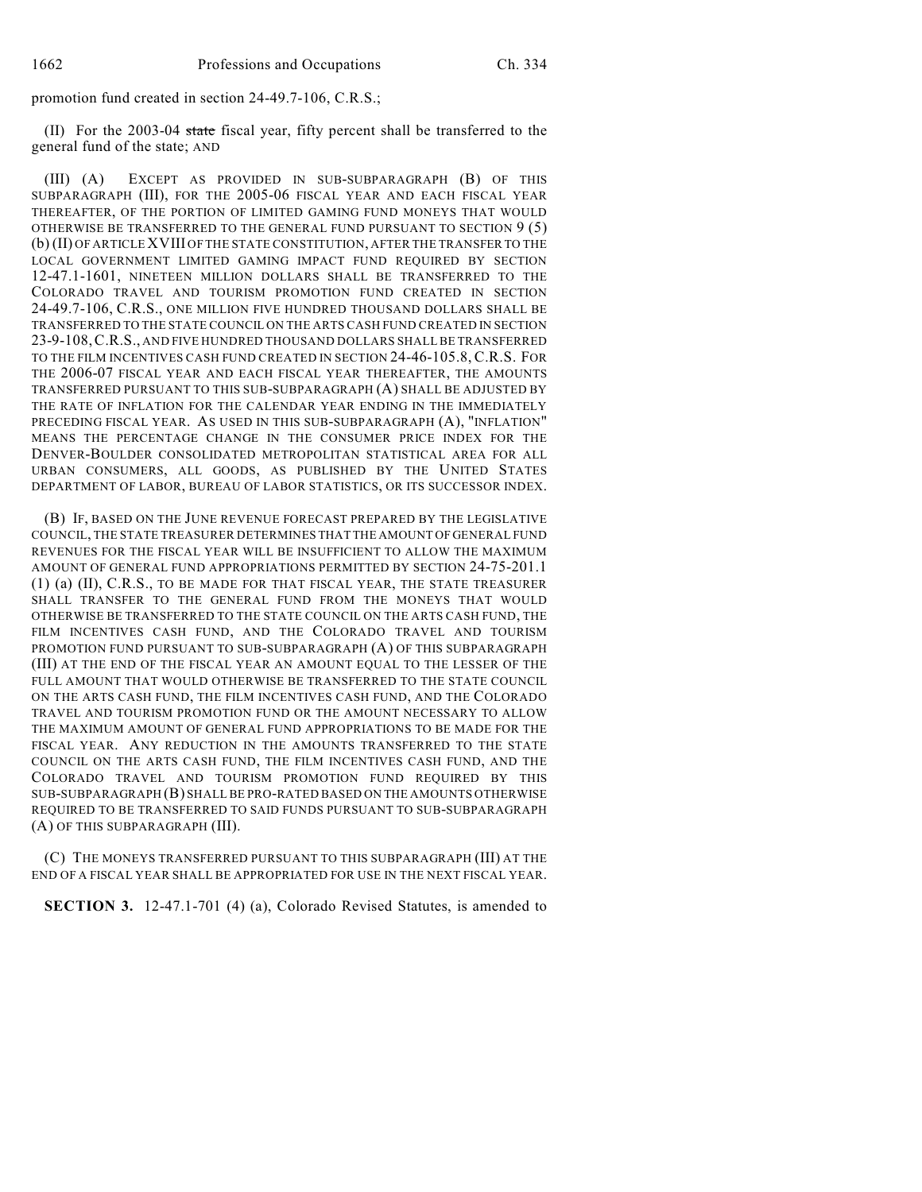promotion fund created in section 24-49.7-106, C.R.S.;

(II) For the 2003-04 ~~state~~ fiscal year, fifty percent shall be transferred to the general fund of the state; AND

(III) (A) EXCEPT AS PROVIDED IN SUB-SUBPARAGRAPH (B) OF THIS SUBPARAGRAPH (III), FOR THE 2005-06 FISCAL YEAR AND EACH FISCAL YEAR THEREAFTER, OF THE PORTION OF LIMITED GAMING FUND MONEYS THAT WOULD OTHERWISE BE TRANSFERRED TO THE GENERAL FUND PURSUANT TO SECTION 9 (5) (b) (II) OF ARTICLE XVIII OF THE STATE CONSTITUTION, AFTER THE TRANSFER TO THE LOCAL GOVERNMENT LIMITED GAMING IMPACT FUND REQUIRED BY SECTION 12-47.1-1601, NINETEEN MILLION DOLLARS SHALL BE TRANSFERRED TO THE COLORADO TRAVEL AND TOURISM PROMOTION FUND CREATED IN SECTION 24-49.7-106, C.R.S., ONE MILLION FIVE HUNDRED THOUSAND DOLLARS SHALL BE TRANSFERRED TO THE STATE COUNCIL ON THE ARTS CASH FUND CREATED IN SECTION 23-9-108, C.R.S., AND FIVE HUNDRED THOUSAND DOLLARS SHALL BE TRANSFERRED TO THE FILM INCENTIVES CASH FUND CREATED IN SECTION 24-46-105.8, C.R.S. FOR THE 2006-07 FISCAL YEAR AND EACH FISCAL YEAR THEREAFTER, THE AMOUNTS TRANSFERRED PURSUANT TO THIS SUB-SUBPARAGRAPH (A) SHALL BE ADJUSTED BY THE RATE OF INFLATION FOR THE CALENDAR YEAR ENDING IN THE IMMEDIATELY PRECEDING FISCAL YEAR. AS USED IN THIS SUB-SUBPARAGRAPH (A), "INFLATION" MEANS THE PERCENTAGE CHANGE IN THE CONSUMER PRICE INDEX FOR THE DENVER-BOULDER CONSOLIDATED METROPOLITAN STATISTICAL AREA FOR ALL URBAN CONSUMERS, ALL GOODS, AS PUBLISHED BY THE UNITED STATES DEPARTMENT OF LABOR, BUREAU OF LABOR STATISTICS, OR ITS SUCCESSOR INDEX.

(B) IF, BASED ON THE JUNE REVENUE FORECAST PREPARED BY THE LEGISLATIVE COUNCIL, THE STATE TREASURER DETERMINES THAT THE AMOUNT OF GENERAL FUND REVENUES FOR THE FISCAL YEAR WILL BE INSUFFICIENT TO ALLOW THE MAXIMUM AMOUNT OF GENERAL FUND APPROPRIATIONS PERMITTED BY SECTION 24-75-201.1 (1) (a) (II), C.R.S., TO BE MADE FOR THAT FISCAL YEAR, THE STATE TREASURER SHALL TRANSFER TO THE GENERAL FUND FROM THE MONEYS THAT WOULD OTHERWISE BE TRANSFERRED TO THE STATE COUNCIL ON THE ARTS CASH FUND, THE FILM INCENTIVES CASH FUND, AND THE COLORADO TRAVEL AND TOURISM PROMOTION FUND PURSUANT TO SUB-SUBPARAGRAPH (A) OF THIS SUBPARAGRAPH (III) AT THE END OF THE FISCAL YEAR AN AMOUNT EQUAL TO THE LESSER OF THE FULL AMOUNT THAT WOULD OTHERWISE BE TRANSFERRED TO THE STATE COUNCIL ON THE ARTS CASH FUND, THE FILM INCENTIVES CASH FUND, AND THE COLORADO TRAVEL AND TOURISM PROMOTION FUND OR THE AMOUNT NECESSARY TO ALLOW THE MAXIMUM AMOUNT OF GENERAL FUND APPROPRIATIONS TO BE MADE FOR THE FISCAL YEAR. ANY REDUCTION IN THE AMOUNTS TRANSFERRED TO THE STATE COUNCIL ON THE ARTS CASH FUND, THE FILM INCENTIVES CASH FUND, AND THE COLORADO TRAVEL AND TOURISM PROMOTION FUND REQUIRED BY THIS SUB-SUBPARAGRAPH (B) SHALL BE PRO-RATED BASED ON THE AMOUNTS OTHERWISE REQUIRED TO BE TRANSFERRED TO SAID FUNDS PURSUANT TO SUB-SUBPARAGRAPH (A) OF THIS SUBPARAGRAPH (III).

(C) THE MONEYS TRANSFERRED PURSUANT TO THIS SUBPARAGRAPH (III) AT THE END OF A FISCAL YEAR SHALL BE APPROPRIATED FOR USE IN THE NEXT FISCAL YEAR.

**SECTION 3.** 12-47.1-701 (4) (a), Colorado Revised Statutes, is amended to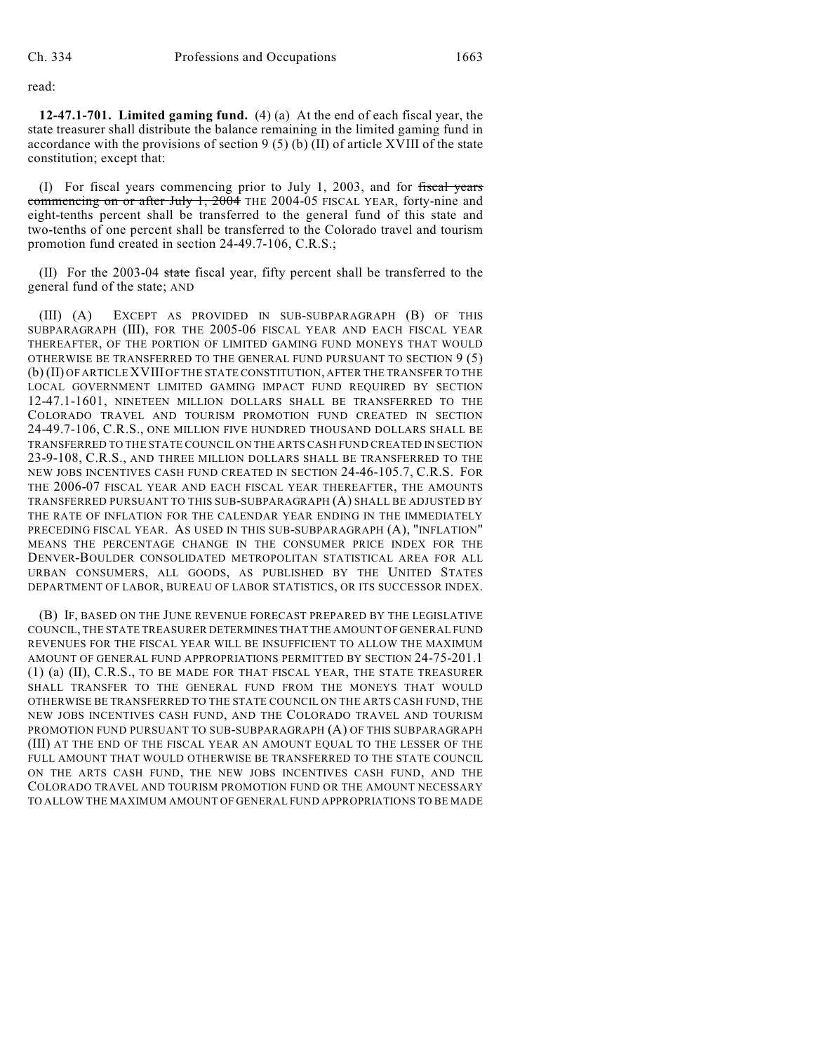read:

**12-47.1-701. Limited gaming fund.** (4) (a) At the end of each fiscal year, the state treasurer shall distribute the balance remaining in the limited gaming fund in accordance with the provisions of section 9 (5) (b) (II) of article XVIII of the state constitution; except that:

(I) For fiscal years commencing prior to July 1, 2003, and for ~~fiscal years commencing on or after July 1, 2004~~ THE 2004-05 FISCAL YEAR, forty-nine and eight-tenths percent shall be transferred to the general fund of this state and two-tenths of one percent shall be transferred to the Colorado travel and tourism promotion fund created in section 24-49.7-106, C.R.S.;

(II) For the 2003-04 ~~state~~ fiscal year, fifty percent shall be transferred to the general fund of the state; AND

(III) (A) EXCEPT AS PROVIDED IN SUB-SUBPARAGRAPH (B) OF THIS SUBPARAGRAPH (III), FOR THE 2005-06 FISCAL YEAR AND EACH FISCAL YEAR THEREAFTER, OF THE PORTION OF LIMITED GAMING FUND MONEYS THAT WOULD OTHERWISE BE TRANSFERRED TO THE GENERAL FUND PURSUANT TO SECTION 9 (5) (b) (II) OF ARTICLE XVIII OF THE STATE CONSTITUTION, AFTER THE TRANSFER TO THE LOCAL GOVERNMENT LIMITED GAMING IMPACT FUND REQUIRED BY SECTION 12-47.1-1601, NINETEEN MILLION DOLLARS SHALL BE TRANSFERRED TO THE COLORADO TRAVEL AND TOURISM PROMOTION FUND CREATED IN SECTION 24-49.7-106, C.R.S., ONE MILLION FIVE HUNDRED THOUSAND DOLLARS SHALL BE TRANSFERRED TO THE STATE COUNCIL ON THE ARTS CASH FUND CREATED IN SECTION 23-9-108, C.R.S., AND THREE MILLION DOLLARS SHALL BE TRANSFERRED TO THE NEW JOBS INCENTIVES CASH FUND CREATED IN SECTION 24-46-105.7, C.R.S. FOR THE 2006-07 FISCAL YEAR AND EACH FISCAL YEAR THEREAFTER, THE AMOUNTS TRANSFERRED PURSUANT TO THIS SUB-SUBPARAGRAPH (A) SHALL BE ADJUSTED BY THE RATE OF INFLATION FOR THE CALENDAR YEAR ENDING IN THE IMMEDIATELY PRECEDING FISCAL YEAR. AS USED IN THIS SUB-SUBPARAGRAPH (A), "INFLATION" MEANS THE PERCENTAGE CHANGE IN THE CONSUMER PRICE INDEX FOR THE DENVER-BOULDER CONSOLIDATED METROPOLITAN STATISTICAL AREA FOR ALL URBAN CONSUMERS, ALL GOODS, AS PUBLISHED BY THE UNITED STATES DEPARTMENT OF LABOR, BUREAU OF LABOR STATISTICS, OR ITS SUCCESSOR INDEX.

(B) IF, BASED ON THE JUNE REVENUE FORECAST PREPARED BY THE LEGISLATIVE COUNCIL, THE STATE TREASURER DETERMINES THAT THE AMOUNT OF GENERAL FUND REVENUES FOR THE FISCAL YEAR WILL BE INSUFFICIENT TO ALLOW THE MAXIMUM AMOUNT OF GENERAL FUND APPROPRIATIONS PERMITTED BY SECTION 24-75-201.1 (1) (a) (II), C.R.S., TO BE MADE FOR THAT FISCAL YEAR, THE STATE TREASURER SHALL TRANSFER TO THE GENERAL FUND FROM THE MONEYS THAT WOULD OTHERWISE BE TRANSFERRED TO THE STATE COUNCIL ON THE ARTS CASH FUND, THE NEW JOBS INCENTIVES CASH FUND, AND THE COLORADO TRAVEL AND TOURISM PROMOTION FUND PURSUANT TO SUB-SUBPARAGRAPH (A) OF THIS SUBPARAGRAPH (III) AT THE END OF THE FISCAL YEAR AN AMOUNT EQUAL TO THE LESSER OF THE FULL AMOUNT THAT WOULD OTHERWISE BE TRANSFERRED TO THE STATE COUNCIL ON THE ARTS CASH FUND, THE NEW JOBS INCENTIVES CASH FUND, AND THE COLORADO TRAVEL AND TOURISM PROMOTION FUND OR THE AMOUNT NECESSARY TO ALLOW THE MAXIMUM AMOUNT OF GENERAL FUND APPROPRIATIONS TO BE MADE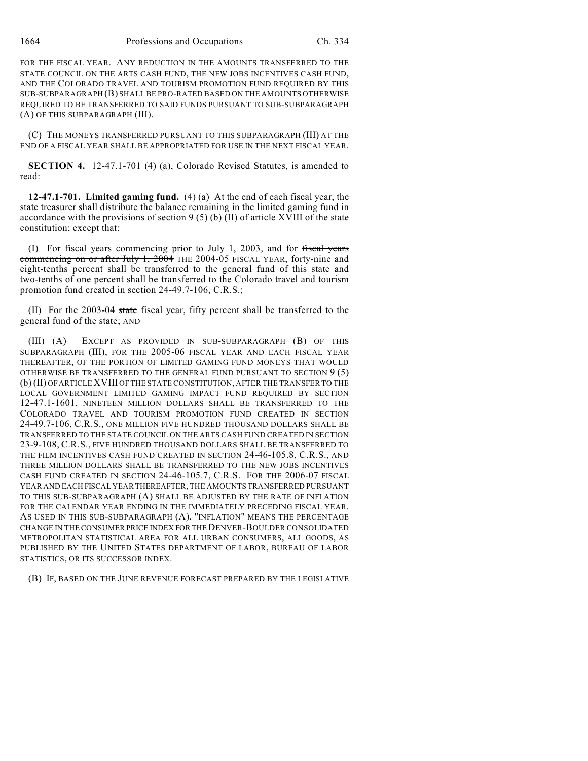FOR THE FISCAL YEAR. ANY REDUCTION IN THE AMOUNTS TRANSFERRED TO THE STATE COUNCIL ON THE ARTS CASH FUND, THE NEW JOBS INCENTIVES CASH FUND, AND THE COLORADO TRAVEL AND TOURISM PROMOTION FUND REQUIRED BY THIS SUB-SUBPARAGRAPH (B) SHALL BE PRO-RATED BASED ON THE AMOUNTS OTHERWISE REQUIRED TO BE TRANSFERRED TO SAID FUNDS PURSUANT TO SUB-SUBPARAGRAPH (A) OF THIS SUBPARAGRAPH (III).

(C) THE MONEYS TRANSFERRED PURSUANT TO THIS SUBPARAGRAPH (III) AT THE END OF A FISCAL YEAR SHALL BE APPROPRIATED FOR USE IN THE NEXT FISCAL YEAR.

**SECTION 4.** 12-47.1-701 (4) (a), Colorado Revised Statutes, is amended to read:

**12-47.1-701. Limited gaming fund.** (4) (a) At the end of each fiscal year, the state treasurer shall distribute the balance remaining in the limited gaming fund in accordance with the provisions of section 9 (5) (b) (II) of article XVIII of the state constitution; except that:

(I) For fiscal years commencing prior to July 1, 2003, and for ~~fiscal years commencing on or after July 1, 2004~~ THE 2004-05 FISCAL YEAR, forty-nine and eight-tenths percent shall be transferred to the general fund of this state and two-tenths of one percent shall be transferred to the Colorado travel and tourism promotion fund created in section 24-49.7-106, C.R.S.;

(II) For the 2003-04 ~~state~~ fiscal year, fifty percent shall be transferred to the general fund of the state; AND

(III) (A) EXCEPT AS PROVIDED IN SUB-SUBPARAGRAPH (B) OF THIS SUBPARAGRAPH (III), FOR THE 2005-06 FISCAL YEAR AND EACH FISCAL YEAR THEREAFTER, OF THE PORTION OF LIMITED GAMING FUND MONEYS THAT WOULD OTHERWISE BE TRANSFERRED TO THE GENERAL FUND PURSUANT TO SECTION 9 (5) (b) (II) OF ARTICLE XVIII OF THE STATE CONSTITUTION, AFTER THE TRANSFER TO THE LOCAL GOVERNMENT LIMITED GAMING IMPACT FUND REQUIRED BY SECTION 12-47.1-1601, NINETEEN MILLION DOLLARS SHALL BE TRANSFERRED TO THE COLORADO TRAVEL AND TOURISM PROMOTION FUND CREATED IN SECTION 24-49.7-106, C.R.S., ONE MILLION FIVE HUNDRED THOUSAND DOLLARS SHALL BE TRANSFERRED TO THE STATE COUNCIL ON THE ARTS CASH FUND CREATED IN SECTION 23-9-108, C.R.S., FIVE HUNDRED THOUSAND DOLLARS SHALL BE TRANSFERRED TO THE FILM INCENTIVES CASH FUND CREATED IN SECTION 24-46-105.8, C.R.S., AND THREE MILLION DOLLARS SHALL BE TRANSFERRED TO THE NEW JOBS INCENTIVES CASH FUND CREATED IN SECTION 24-46-105.7, C.R.S. FOR THE 2006-07 FISCAL YEAR AND EACH FISCAL YEAR THEREAFTER, THE AMOUNTS TRANSFERRED PURSUANT TO THIS SUB-SUBPARAGRAPH (A) SHALL BE ADJUSTED BY THE RATE OF INFLATION FOR THE CALENDAR YEAR ENDING IN THE IMMEDIATELY PRECEDING FISCAL YEAR. AS USED IN THIS SUB-SUBPARAGRAPH (A), "INFLATION" MEANS THE PERCENTAGE CHANGE IN THE CONSUMER PRICE INDEX FOR THE DENVER-BOULDER CONSOLIDATED METROPOLITAN STATISTICAL AREA FOR ALL URBAN CONSUMERS, ALL GOODS, AS PUBLISHED BY THE UNITED STATES DEPARTMENT OF LABOR, BUREAU OF LABOR STATISTICS, OR ITS SUCCESSOR INDEX.

(B) IF, BASED ON THE JUNE REVENUE FORECAST PREPARED BY THE LEGISLATIVE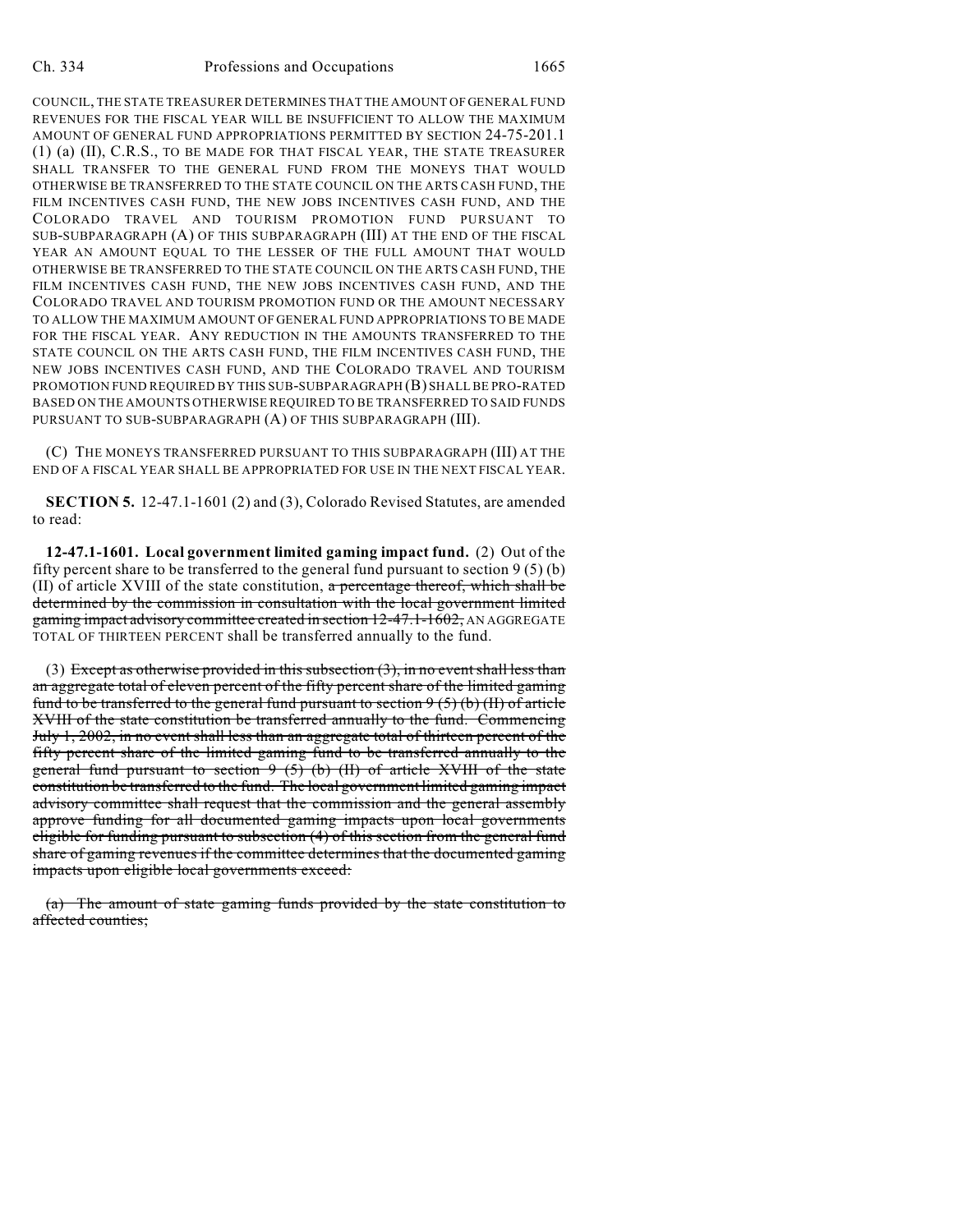COUNCIL, THE STATE TREASURER DETERMINES THAT THE AMOUNT OF GENERAL FUND REVENUES FOR THE FISCAL YEAR WILL BE INSUFFICIENT TO ALLOW THE MAXIMUM AMOUNT OF GENERAL FUND APPROPRIATIONS PERMITTED BY SECTION 24-75-201.1 (1) (a) (II), C.R.S., TO BE MADE FOR THAT FISCAL YEAR, THE STATE TREASURER SHALL TRANSFER TO THE GENERAL FUND FROM THE MONEYS THAT WOULD OTHERWISE BE TRANSFERRED TO THE STATE COUNCIL ON THE ARTS CASH FUND, THE FILM INCENTIVES CASH FUND, THE NEW JOBS INCENTIVES CASH FUND, AND THE COLORADO TRAVEL AND TOURISM PROMOTION FUND PURSUANT TO SUB-SUBPARAGRAPH (A) OF THIS SUBPARAGRAPH (III) AT THE END OF THE FISCAL YEAR AN AMOUNT EQUAL TO THE LESSER OF THE FULL AMOUNT THAT WOULD OTHERWISE BE TRANSFERRED TO THE STATE COUNCIL ON THE ARTS CASH FUND, THE FILM INCENTIVES CASH FUND, THE NEW JOBS INCENTIVES CASH FUND, AND THE COLORADO TRAVEL AND TOURISM PROMOTION FUND OR THE AMOUNT NECESSARY TO ALLOW THE MAXIMUM AMOUNT OF GENERAL FUND APPROPRIATIONS TO BE MADE FOR THE FISCAL YEAR. ANY REDUCTION IN THE AMOUNTS TRANSFERRED TO THE STATE COUNCIL ON THE ARTS CASH FUND, THE FILM INCENTIVES CASH FUND, THE NEW JOBS INCENTIVES CASH FUND, AND THE COLORADO TRAVEL AND TOURISM PROMOTION FUND REQUIRED BY THIS SUB-SUBPARAGRAPH (B) SHALL BE PRO-RATED BASED ON THE AMOUNTS OTHERWISE REQUIRED TO BE TRANSFERRED TO SAID FUNDS PURSUANT TO SUB-SUBPARAGRAPH (A) OF THIS SUBPARAGRAPH (III).

(C) THE MONEYS TRANSFERRED PURSUANT TO THIS SUBPARAGRAPH (III) AT THE END OF A FISCAL YEAR SHALL BE APPROPRIATED FOR USE IN THE NEXT FISCAL YEAR.

**SECTION 5.** 12-47.1-1601 (2) and (3), Colorado Revised Statutes, are amended to read:

**12-47.1-1601. Local government limited gaming impact fund.** (2) Out of the fifty percent share to be transferred to the general fund pursuant to section 9 (5) (b) (II) of article XVIII of the state constitution, ~~a percentage thereof, which shall be determined by the commission in consultation with the local government limited gaming impact advisory committee created in section 12-47.1-1602,~~ AN AGGREGATE TOTAL OF THIRTEEN PERCENT shall be transferred annually to the fund.

(3) ~~Except as otherwise provided in this subsection (3), in no event shall less than an aggregate total of eleven percent of the fifty percent share of the limited gaming fund to be transferred to the general fund pursuant to section 9 (5) (b) (II) of article XVIII of the state constitution be transferred annually to the fund. Commencing July 1, 2002, in no event shall less than an aggregate total of thirteen percent of the fifty percent share of the limited gaming fund to be transferred annually to the general fund pursuant to section 9 (5) (b) (II) of article XVIII of the state constitution be transferred to the fund. The local government limited gaming impact advisory committee shall request that the commission and the general assembly approve funding for all documented gaming impacts upon local governments eligible for funding pursuant to subsection (4) of this section from the general fund share of gaming revenues if the committee determines that the documented gaming impacts upon eligible local governments exceed:~~

~~(a) The amount of state gaming funds provided by the state constitution to affected counties;~~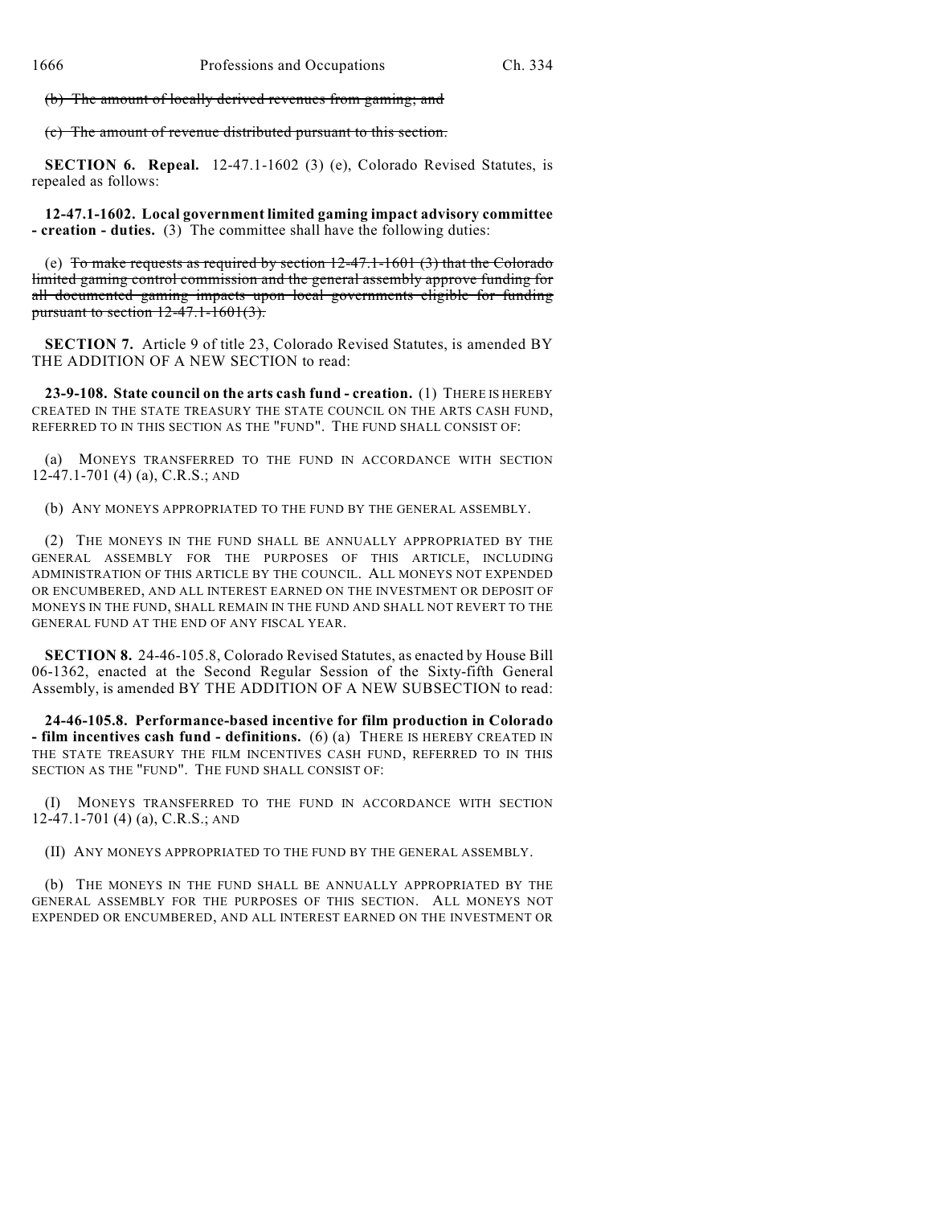~~(b) The amount of locally derived revenues from gaming; and~~

~~(c) The amount of revenue distributed pursuant to this section.~~

**SECTION 6. Repeal.** 12-47.1-1602 (3) (e), Colorado Revised Statutes, is repealed as follows:

**12-47.1-1602. Local government limited gaming impact advisory committee - creation - duties.** (3) The committee shall have the following duties:

(e) ~~To make requests as required by section 12-47.1-1601 (3) that the Colorado limited gaming control commission and the general assembly approve funding for all documented gaming impacts upon local governments eligible for funding pursuant to section 12-47.1-1601(3).~~

**SECTION 7.** Article 9 of title 23, Colorado Revised Statutes, is amended BY THE ADDITION OF A NEW SECTION to read:

**23-9-108. State council on the arts cash fund - creation.** (1) THERE IS HEREBY CREATED IN THE STATE TREASURY THE STATE COUNCIL ON THE ARTS CASH FUND, REFERRED TO IN THIS SECTION AS THE "FUND". THE FUND SHALL CONSIST OF:

(a) MONEYS TRANSFERRED TO THE FUND IN ACCORDANCE WITH SECTION 12-47.1-701 (4) (a), C.R.S.; AND

(b) ANY MONEYS APPROPRIATED TO THE FUND BY THE GENERAL ASSEMBLY.

(2) THE MONEYS IN THE FUND SHALL BE ANNUALLY APPROPRIATED BY THE GENERAL ASSEMBLY FOR THE PURPOSES OF THIS ARTICLE, INCLUDING ADMINISTRATION OF THIS ARTICLE BY THE COUNCIL. ALL MONEYS NOT EXPENDED OR ENCUMBERED, AND ALL INTEREST EARNED ON THE INVESTMENT OR DEPOSIT OF MONEYS IN THE FUND, SHALL REMAIN IN THE FUND AND SHALL NOT REVERT TO THE GENERAL FUND AT THE END OF ANY FISCAL YEAR.

**SECTION 8.** 24-46-105.8, Colorado Revised Statutes, as enacted by House Bill 06-1362, enacted at the Second Regular Session of the Sixty-fifth General Assembly, is amended BY THE ADDITION OF A NEW SUBSECTION to read:

**24-46-105.8. Performance-based incentive for film production in Colorado - film incentives cash fund - definitions.** (6) (a) THERE IS HEREBY CREATED IN THE STATE TREASURY THE FILM INCENTIVES CASH FUND, REFERRED TO IN THIS SECTION AS THE "FUND". THE FUND SHALL CONSIST OF:

(I) MONEYS TRANSFERRED TO THE FUND IN ACCORDANCE WITH SECTION 12-47.1-701 (4) (a), C.R.S.; AND

(II) ANY MONEYS APPROPRIATED TO THE FUND BY THE GENERAL ASSEMBLY.

(b) THE MONEYS IN THE FUND SHALL BE ANNUALLY APPROPRIATED BY THE GENERAL ASSEMBLY FOR THE PURPOSES OF THIS SECTION. ALL MONEYS NOT EXPENDED OR ENCUMBERED, AND ALL INTEREST EARNED ON THE INVESTMENT OR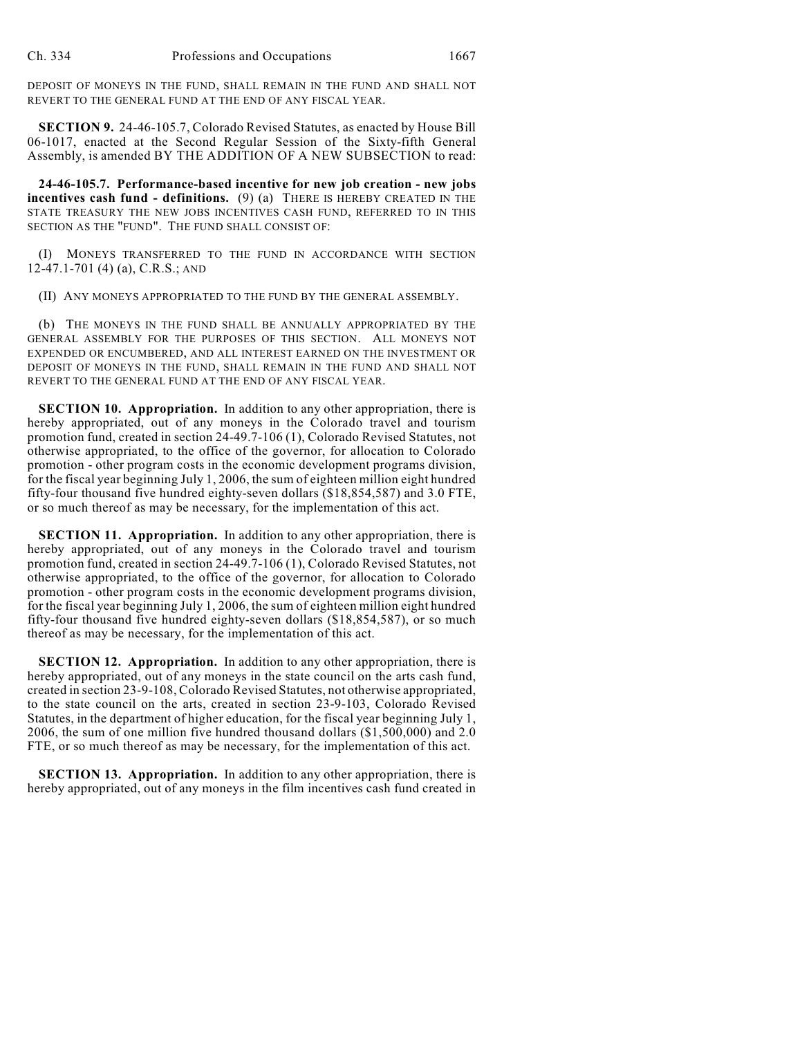DEPOSIT OF MONEYS IN THE FUND, SHALL REMAIN IN THE FUND AND SHALL NOT REVERT TO THE GENERAL FUND AT THE END OF ANY FISCAL YEAR.

**SECTION 9.** 24-46-105.7, Colorado Revised Statutes, as enacted by House Bill 06-1017, enacted at the Second Regular Session of the Sixty-fifth General Assembly, is amended BY THE ADDITION OF A NEW SUBSECTION to read:

**24-46-105.7. Performance-based incentive for new job creation - new jobs incentives cash fund - definitions.** (9) (a) THERE IS HEREBY CREATED IN THE STATE TREASURY THE NEW JOBS INCENTIVES CASH FUND, REFERRED TO IN THIS SECTION AS THE "FUND". THE FUND SHALL CONSIST OF:

(I) MONEYS TRANSFERRED TO THE FUND IN ACCORDANCE WITH SECTION 12-47.1-701 (4) (a), C.R.S.; AND

(II) ANY MONEYS APPROPRIATED TO THE FUND BY THE GENERAL ASSEMBLY.

(b) THE MONEYS IN THE FUND SHALL BE ANNUALLY APPROPRIATED BY THE GENERAL ASSEMBLY FOR THE PURPOSES OF THIS SECTION. ALL MONEYS NOT EXPENDED OR ENCUMBERED, AND ALL INTEREST EARNED ON THE INVESTMENT OR DEPOSIT OF MONEYS IN THE FUND, SHALL REMAIN IN THE FUND AND SHALL NOT REVERT TO THE GENERAL FUND AT THE END OF ANY FISCAL YEAR.

**SECTION 10. Appropriation.** In addition to any other appropriation, there is hereby appropriated, out of any moneys in the Colorado travel and tourism promotion fund, created in section 24-49.7-106 (1), Colorado Revised Statutes, not otherwise appropriated, to the office of the governor, for allocation to Colorado promotion - other program costs in the economic development programs division, for the fiscal year beginning July 1, 2006, the sum of eighteen million eight hundred fifty-four thousand five hundred eighty-seven dollars ($18,854,587) and 3.0 FTE, or so much thereof as may be necessary, for the implementation of this act.

**SECTION 11. Appropriation.** In addition to any other appropriation, there is hereby appropriated, out of any moneys in the Colorado travel and tourism promotion fund, created in section 24-49.7-106 (1), Colorado Revised Statutes, not otherwise appropriated, to the office of the governor, for allocation to Colorado promotion - other program costs in the economic development programs division, for the fiscal year beginning July 1, 2006, the sum of eighteen million eight hundred fifty-four thousand five hundred eighty-seven dollars ($18,854,587), or so much thereof as may be necessary, for the implementation of this act.

**SECTION 12. Appropriation.** In addition to any other appropriation, there is hereby appropriated, out of any moneys in the state council on the arts cash fund, created in section 23-9-108, Colorado Revised Statutes, not otherwise appropriated, to the state council on the arts, created in section 23-9-103, Colorado Revised Statutes, in the department of higher education, for the fiscal year beginning July 1, 2006, the sum of one million five hundred thousand dollars ($1,500,000) and 2.0 FTE, or so much thereof as may be necessary, for the implementation of this act.

**SECTION 13. Appropriation.** In addition to any other appropriation, there is hereby appropriated, out of any moneys in the film incentives cash fund created in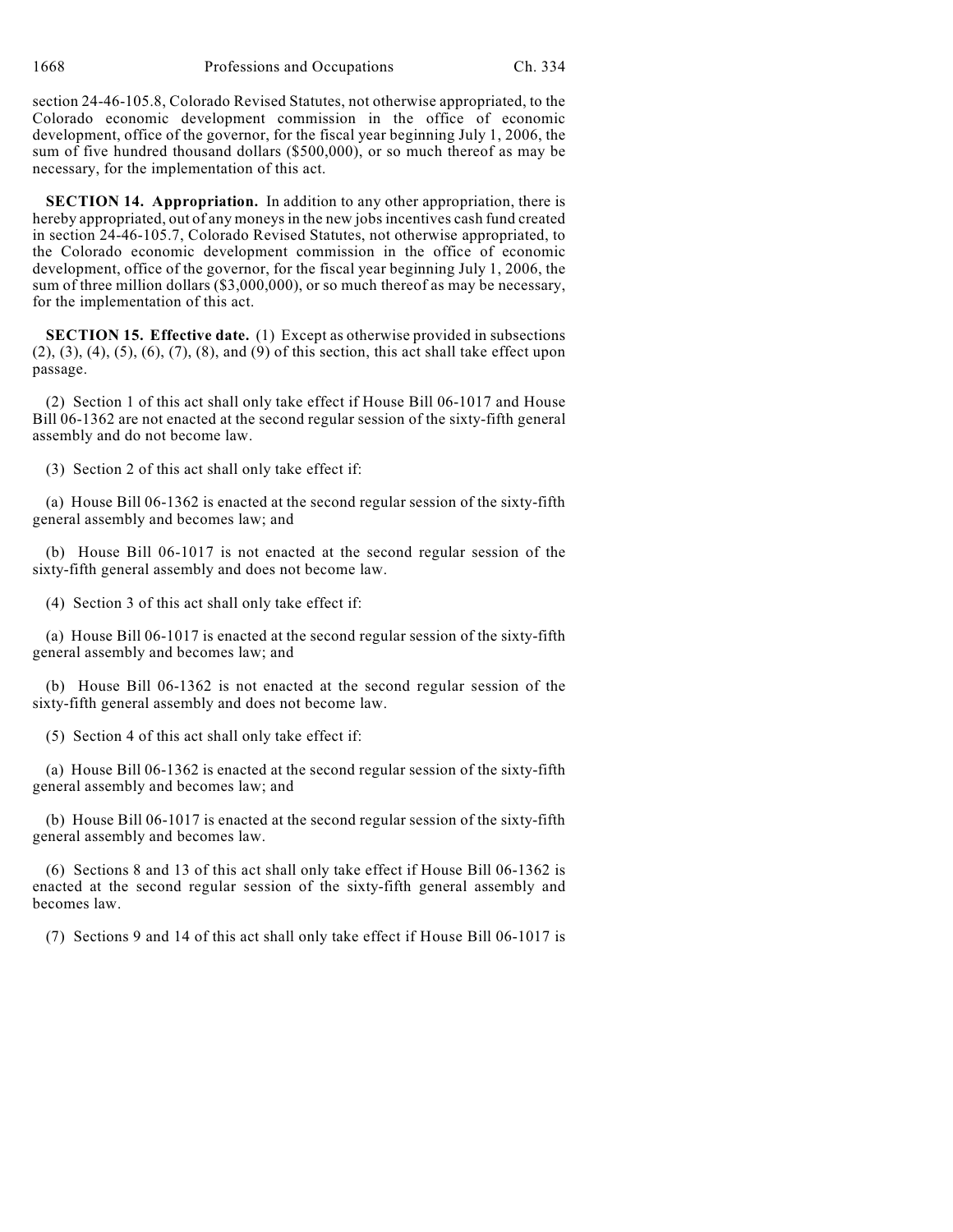section 24-46-105.8, Colorado Revised Statutes, not otherwise appropriated, to the Colorado economic development commission in the office of economic development, office of the governor, for the fiscal year beginning July 1, 2006, the sum of five hundred thousand dollars ($500,000), or so much thereof as may be necessary, for the implementation of this act.

**SECTION 14. Appropriation.** In addition to any other appropriation, there is hereby appropriated, out of any moneys in the new jobs incentives cash fund created in section 24-46-105.7, Colorado Revised Statutes, not otherwise appropriated, to the Colorado economic development commission in the office of economic development, office of the governor, for the fiscal year beginning July 1, 2006, the sum of three million dollars ($3,000,000), or so much thereof as may be necessary, for the implementation of this act.

**SECTION 15. Effective date.** (1) Except as otherwise provided in subsections (2), (3), (4), (5), (6), (7), (8), and (9) of this section, this act shall take effect upon passage.

(2) Section 1 of this act shall only take effect if House Bill 06-1017 and House Bill 06-1362 are not enacted at the second regular session of the sixty-fifth general assembly and do not become law.

(3) Section 2 of this act shall only take effect if:

(a) House Bill 06-1362 is enacted at the second regular session of the sixty-fifth general assembly and becomes law; and

(b) House Bill 06-1017 is not enacted at the second regular session of the sixty-fifth general assembly and does not become law.

(4) Section 3 of this act shall only take effect if:

(a) House Bill 06-1017 is enacted at the second regular session of the sixty-fifth general assembly and becomes law; and

(b) House Bill 06-1362 is not enacted at the second regular session of the sixty-fifth general assembly and does not become law.

(5) Section 4 of this act shall only take effect if:

(a) House Bill 06-1362 is enacted at the second regular session of the sixty-fifth general assembly and becomes law; and

(b) House Bill 06-1017 is enacted at the second regular session of the sixty-fifth general assembly and becomes law.

(6) Sections 8 and 13 of this act shall only take effect if House Bill 06-1362 is enacted at the second regular session of the sixty-fifth general assembly and becomes law.

(7) Sections 9 and 14 of this act shall only take effect if House Bill 06-1017 is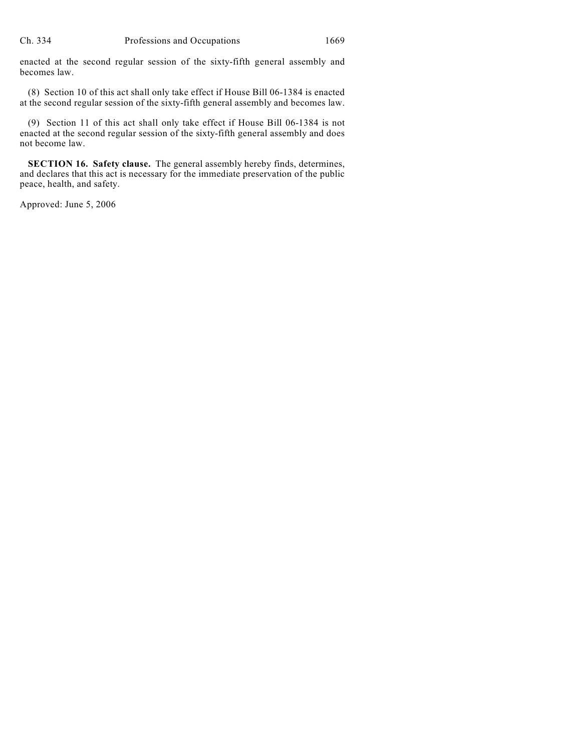enacted at the second regular session of the sixty-fifth general assembly and becomes law.

(8) Section 10 of this act shall only take effect if House Bill 06-1384 is enacted at the second regular session of the sixty-fifth general assembly and becomes law.

(9) Section 11 of this act shall only take effect if House Bill 06-1384 is not enacted at the second regular session of the sixty-fifth general assembly and does not become law.

**SECTION 16. Safety clause.** The general assembly hereby finds, determines, and declares that this act is necessary for the immediate preservation of the public peace, health, and safety.

Approved: June 5, 2006